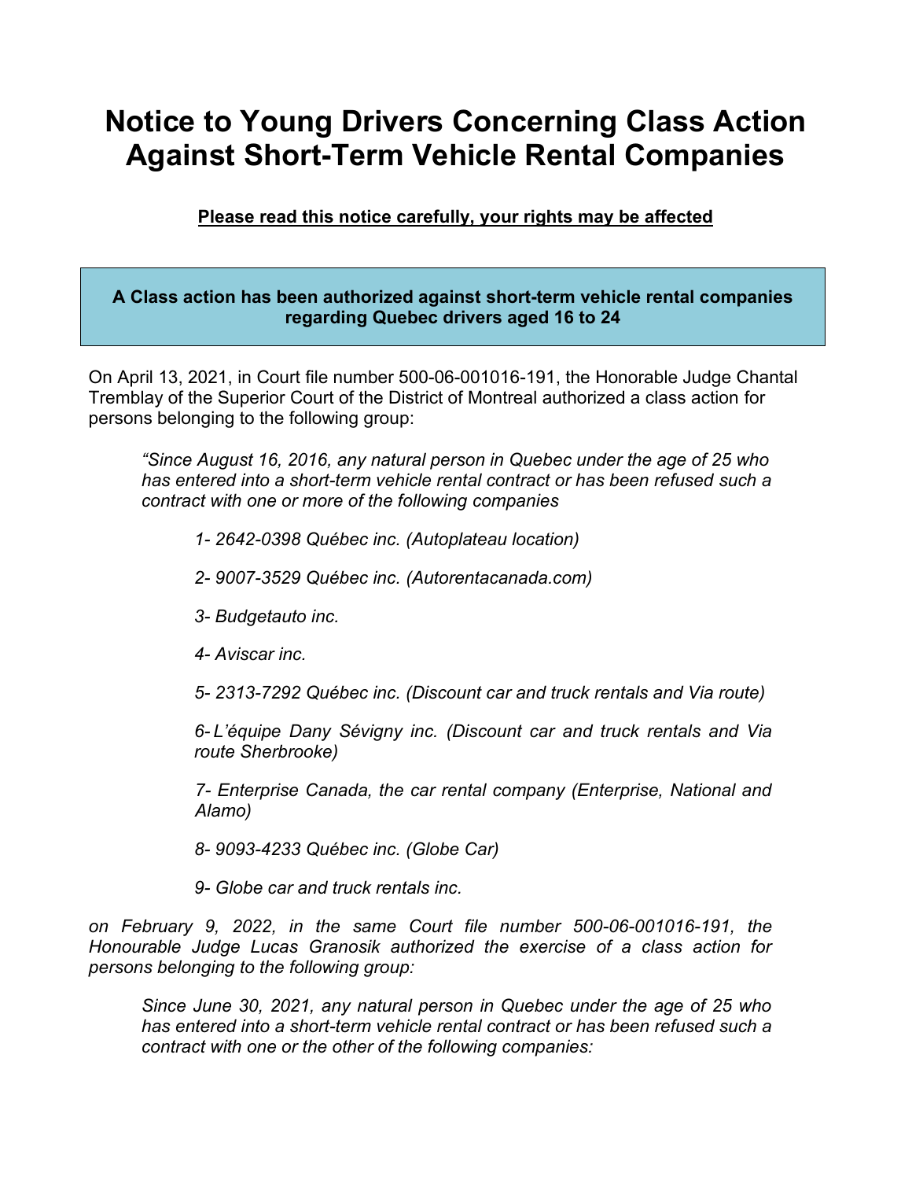# Notice to Young Drivers Concerning Class Action Against Short-Term Vehicle Rental Companies

**Please read this notice carefully, your rights may be affected**

**A Class action has been authorized against short-term vehicle rental companies regarding Quebec drivers aged 16 to 24**

On April 13, 2021, in Court file number 500-06-001016-191, the Honorable Judge Chantal Tremblay of the Superior Court of the District of Montreal authorized a class action for persons belonging to the following group:

> *“Since August 16, 2016, any natural person in Quebec under the age of 25 who has entered into a short-term vehicle rental contract or has been refused such a contract with one or more of the following companies*
>
> *1- 2642-0398 Québec inc. (Autoplateau location)*
>
> *2- 9007-3529 Québec inc. (Autorentacanada.com)*
>
> *3- Budgetauto inc.*
>
> *4- Aviscar inc.*
>
> *5- 2313-7292 Québec inc. (Discount car and truck rentals and Via route)*
>
> *6- L’équipe Dany Sévigny inc. (Discount car and truck rentals and Via route Sherbrooke)*
>
> *7- Enterprise Canada, the car rental company (Enterprise, National and Alamo)*
>
> *8- 9093-4233 Québec inc. (Globe Car)*
>
> *9- Globe car and truck rentals inc.*

*on February 9, 2022, in the same Court file number 500-06-001016-191, the Honourable Judge Lucas Granosik authorized the exercise of a class action for persons belonging to the following group:*

> *Since June 30, 2021, any natural person in Quebec under the age of 25 who has entered into a short-term vehicle rental contract or has been refused such a contract with one or the other of the following companies:*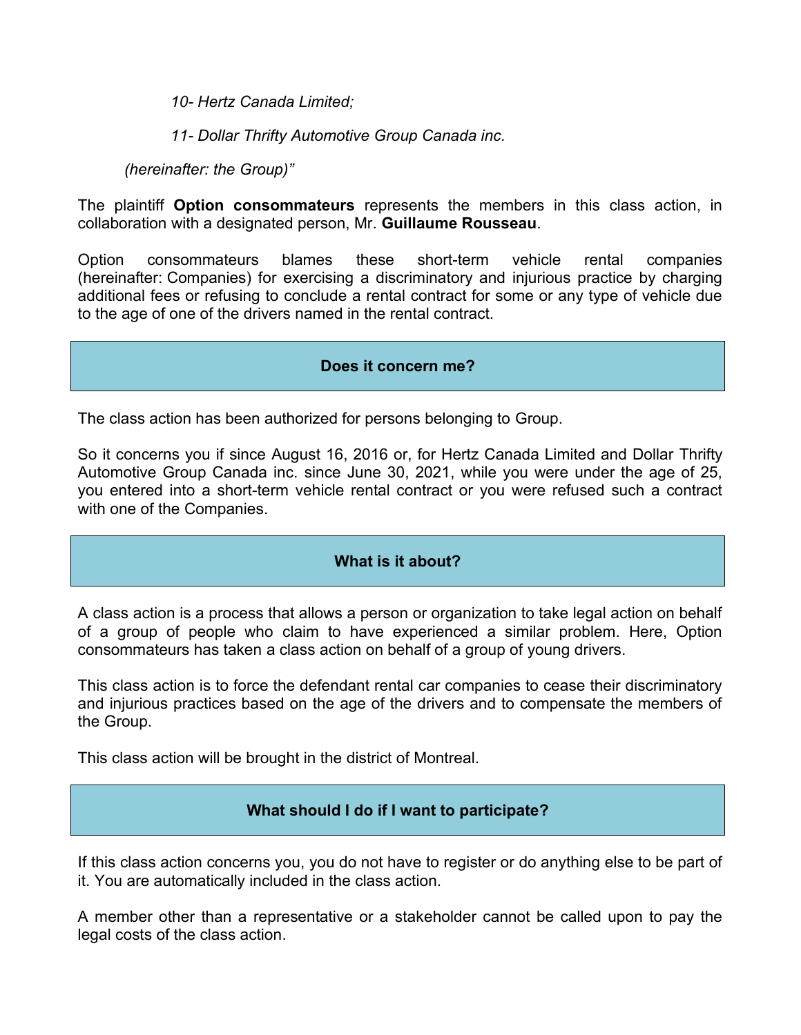*10- Hertz Canada Limited;*

*11- Dollar Thrifty Automotive Group Canada inc.*

*(hereinafter: the Group)"*

The plaintiff **Option consommateurs** represents the members in this class action, in collaboration with a designated person, Mr. **Guillaume Rousseau**.

Option consommateurs blames these short-term vehicle rental companies (hereinafter: Companies) for exercising a discriminatory and injurious practice by charging additional fees or refusing to conclude a rental contract for some or any type of vehicle due to the age of one of the drivers named in the rental contract.

## Does it concern me?

The class action has been authorized for persons belonging to Group.

So it concerns you if since August 16, 2016 or, for Hertz Canada Limited and Dollar Thrifty Automotive Group Canada inc. since June 30, 2021, while you were under the age of 25, you entered into a short-term vehicle rental contract or you were refused such a contract with one of the Companies.

## What is it about?

A class action is a process that allows a person or organization to take legal action on behalf of a group of people who claim to have experienced a similar problem. Here, Option consommateurs has taken a class action on behalf of a group of young drivers.

This class action is to force the defendant rental car companies to cease their discriminatory and injurious practices based on the age of the drivers and to compensate the members of the Group.

This class action will be brought in the district of Montreal.

## What should I do if I want to participate?

If this class action concerns you, you do not have to register or do anything else to be part of it. You are automatically included in the class action.

A member other than a representative or a stakeholder cannot be called upon to pay the legal costs of the class action.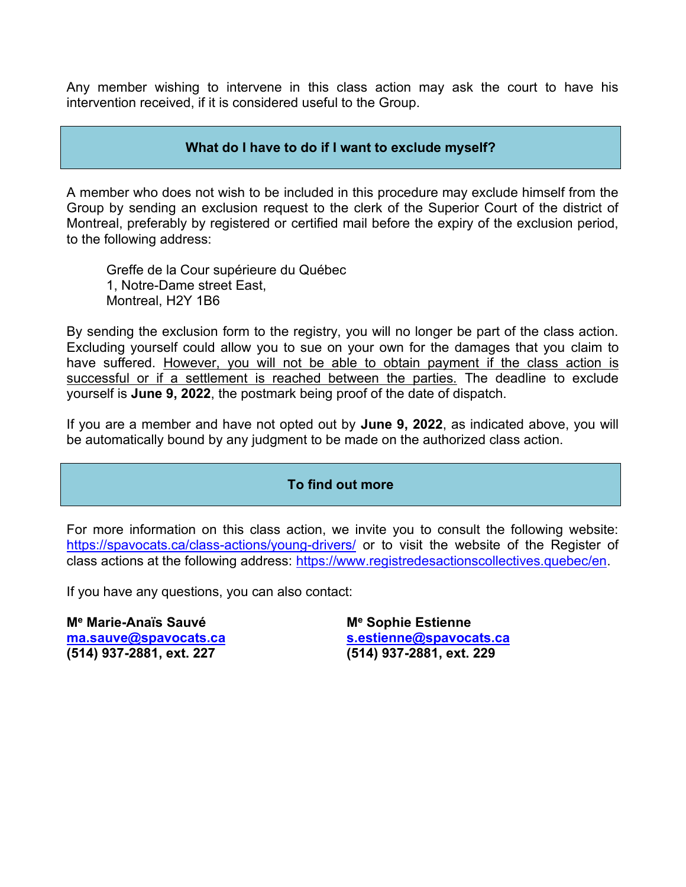Any member wishing to intervene in this class action may ask the court to have his intervention received, if it is considered useful to the Group.

## What do I have to do if I want to exclude myself?

A member who does not wish to be included in this procedure may exclude himself from the Group by sending an exclusion request to the clerk of the Superior Court of the district of Montreal, preferably by registered or certified mail before the expiry of the exclusion period, to the following address:

> Greffe de la Cour supérieure du Québec
> 1, Notre-Dame street East,
> Montreal, H2Y 1B6

By sending the exclusion form to the registry, you will no longer be part of the class action. Excluding yourself could allow you to sue on your own for the damages that you claim to have suffered. However, you will not be able to obtain payment if the class action is successful or if a settlement is reached between the parties. The deadline to exclude yourself is **June 9, 2022**, the postmark being proof of the date of dispatch.

If you are a member and have not opted out by **June 9, 2022**, as indicated above, you will be automatically bound by any judgment to be made on the authorized class action.

## To find out more

For more information on this class action, we invite you to consult the following website: https://spavocats.ca/class-actions/young-drivers/ or to visit the website of the Register of class actions at the following address: https://www.registredesactionscollectives.quebec/en.

If you have any questions, you can also contact:

**Me Marie-Anaïs Sauvé**
**ma.sauve@spavocats.ca**
**(514) 937-2881, ext. 227**

**Me Sophie Estienne**
**s.estienne@spavocats.ca**
**(514) 937-2881, ext. 229**